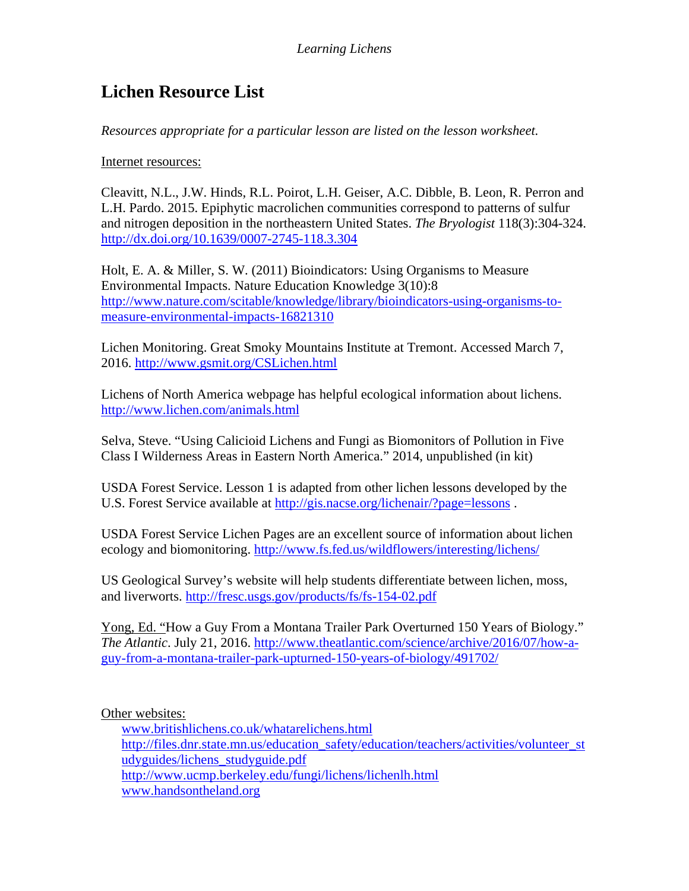# Lichen Resource List

*Resources appropriate for a particular lesson are listed on the lesson worksheet.*

Internet resources:

Cleavitt, N.L., J.W. Hinds, R.L. Poirot, L.H. Geiser, A.C. Dibble, B. Leon, R. Perron and L.H. Pardo. 2015. Epiphytic macrolichen communities correspond to patterns of sulfur and nitrogen deposition in the northeastern United States. *The Bryologist* 118(3):304-324. http://dx.doi.org/10.1639/0007-2745-118.3.304

Holt, E. A. & Miller, S. W. (2011) Bioindicators: Using Organisms to Measure Environmental Impacts. Nature Education Knowledge 3(10):8 http://www.nature.com/scitable/knowledge/library/bioindicators-using-organisms-to-measure-environmental-impacts-16821310

Lichen Monitoring. Great Smoky Mountains Institute at Tremont. Accessed March 7, 2016. http://www.gsmit.org/CSLichen.html

Lichens of North America webpage has helpful ecological information about lichens. http://www.lichen.com/animals.html

Selva, Steve. "Using Calicioid Lichens and Fungi as Biomonitors of Pollution in Five Class I Wilderness Areas in Eastern North America." 2014, unpublished (in kit)

USDA Forest Service. Lesson 1 is adapted from other lichen lessons developed by the U.S. Forest Service available at http://gis.nacse.org/lichenair/?page=lessons .

USDA Forest Service Lichen Pages are an excellent source of information about lichen ecology and biomonitoring. http://www.fs.fed.us/wildflowers/interesting/lichens/

US Geological Survey's website will help students differentiate between lichen, moss, and liverworts. http://fresc.usgs.gov/products/fs/fs-154-02.pdf

Yong, Ed. "How a Guy From a Montana Trailer Park Overturned 150 Years of Biology." *The Atlantic*. July 21, 2016. http://www.theatlantic.com/science/archive/2016/07/how-a-guy-from-a-montana-trailer-park-upturned-150-years-of-biology/491702/

Other websites:

- www.britishlichens.co.uk/whatarelichens.html
- http://files.dnr.state.mn.us/education_safety/education/teachers/activities/volunteer_studyguides/lichens_studyguide.pdf
- http://www.ucmp.berkeley.edu/fungi/lichens/lichenlh.html
- www.handsontheland.org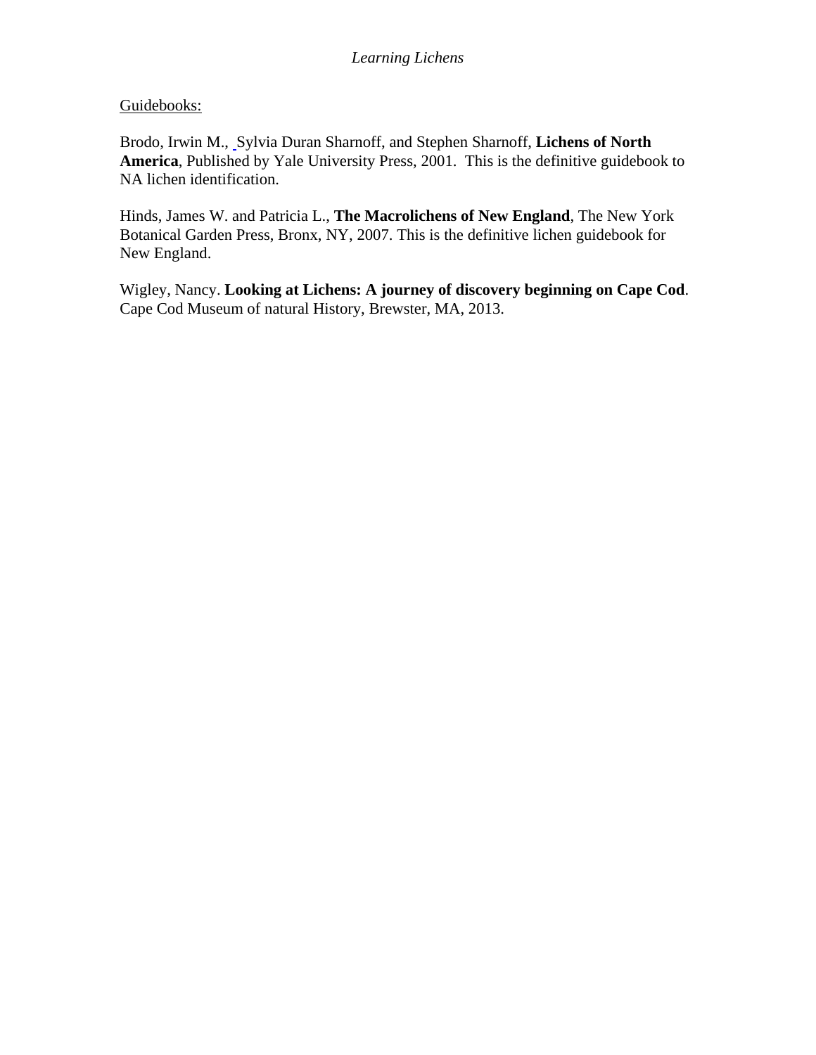Guidebooks:

Brodo, Irwin M., Sylvia Duran Sharnoff, and Stephen Sharnoff, **Lichens of North America**, Published by Yale University Press, 2001. This is the definitive guidebook to NA lichen identification.

Hinds, James W. and Patricia L., **The Macrolichens of New England**, The New York Botanical Garden Press, Bronx, NY, 2007. This is the definitive lichen guidebook for New England.

Wigley, Nancy. **Looking at Lichens: A journey of discovery beginning on Cape Cod**. Cape Cod Museum of natural History, Brewster, MA, 2013.